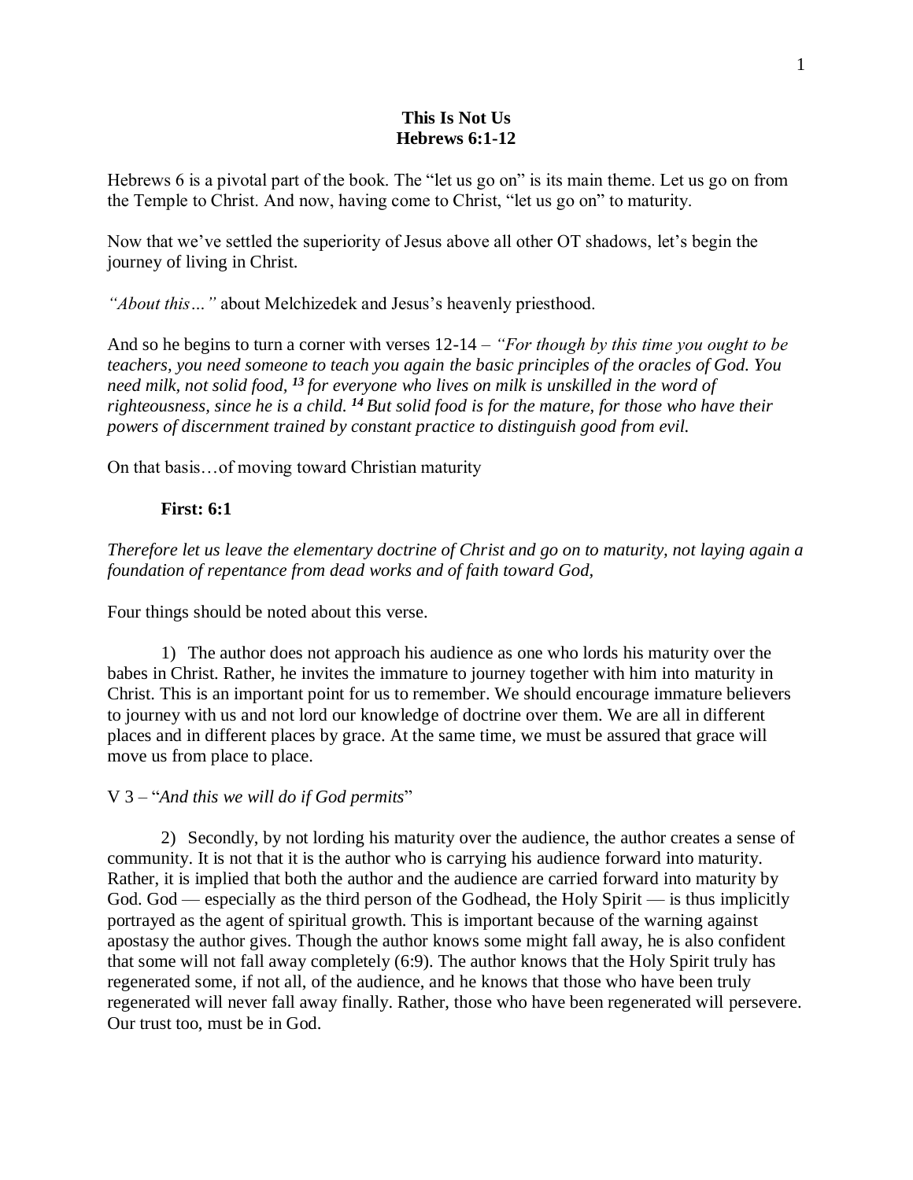**This Is Not Us**
**Hebrews 6:1-12**

Hebrews 6 is a pivotal part of the book. The "let us go on" is its main theme. Let us go on from the Temple to Christ. And now, having come to Christ, "let us go on" to maturity.

Now that we've settled the superiority of Jesus above all other OT shadows, let's begin the journey of living in Christ.

*"About this…"* about Melchizedek and Jesus's heavenly priesthood.

And so he begins to turn a corner with verses 12-14 – *"For though by this time you ought to be teachers, you need someone to teach you again the basic principles of the oracles of God. You need milk, not solid food,* ***13*** *for everyone who lives on milk is unskilled in the word of righteousness, since he is a child.* ***14*** *But solid food is for the mature, for those who have their powers of discernment trained by constant practice to distinguish good from evil.*

On that basis…of moving toward Christian maturity

**First: 6:1**

*Therefore let us leave the elementary doctrine of Christ and go on to maturity, not laying again a foundation of repentance from dead works and of faith toward God,*

Four things should be noted about this verse.

1) The author does not approach his audience as one who lords his maturity over the babes in Christ. Rather, he invites the immature to journey together with him into maturity in Christ. This is an important point for us to remember. We should encourage immature believers to journey with us and not lord our knowledge of doctrine over them. We are all in different places and in different places by grace. At the same time, we must be assured that grace will move us from place to place.

V 3 – "*And this we will do if God permits*"

2) Secondly, by not lording his maturity over the audience, the author creates a sense of community. It is not that it is the author who is carrying his audience forward into maturity. Rather, it is implied that both the author and the audience are carried forward into maturity by God. God — especially as the third person of the Godhead, the Holy Spirit — is thus implicitly portrayed as the agent of spiritual growth. This is important because of the warning against apostasy the author gives. Though the author knows some might fall away, he is also confident that some will not fall away completely (6:9). The author knows that the Holy Spirit truly has regenerated some, if not all, of the audience, and he knows that those who have been truly regenerated will never fall away finally. Rather, those who have been regenerated will persevere. Our trust too, must be in God.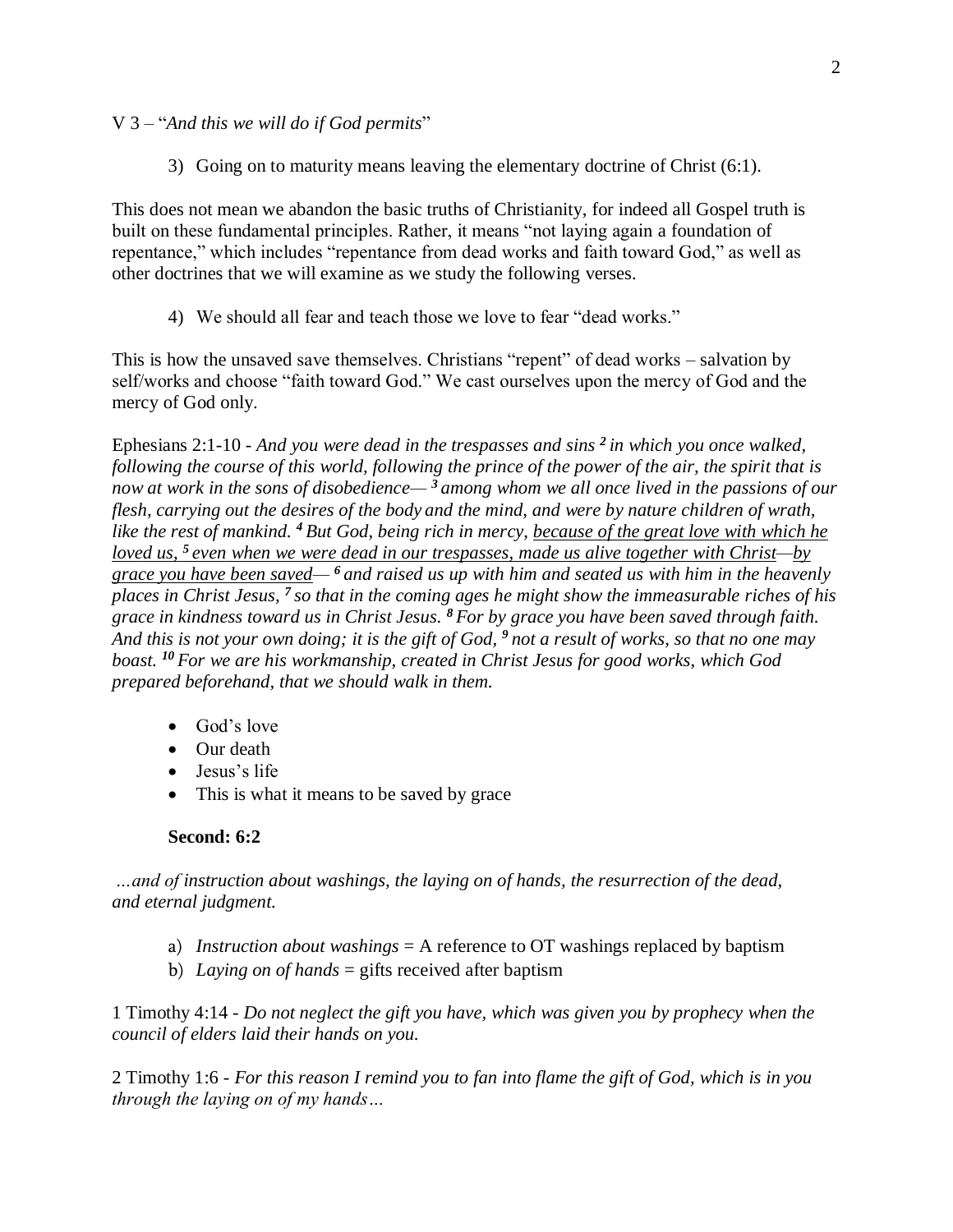V 3 – "*And this we will do if God permits*"

3) Going on to maturity means leaving the elementary doctrine of Christ (6:1).

This does not mean we abandon the basic truths of Christianity, for indeed all Gospel truth is built on these fundamental principles. Rather, it means "not laying again a foundation of repentance," which includes "repentance from dead works and faith toward God," as well as other doctrines that we will examine as we study the following verses.

4) We should all fear and teach those we love to fear "dead works."

This is how the unsaved save themselves. Christians "repent" of dead works – salvation by self/works and choose "faith toward God." We cast ourselves upon the mercy of God and the mercy of God only.

Ephesians 2:1-10 - *And you were dead in the trespasses and sins **2** in which you once walked, following the course of this world, following the prince of the power of the air, the spirit that is now at work in the sons of disobedience— **3** among whom we all once lived in the passions of our flesh, carrying out the desires of the body and the mind, and were by nature children of wrath, like the rest of mankind. **4** But God, being rich in mercy, <u>because of the great love with which he loved us, **5** even when we were dead in our trespasses, made us alive together with Christ</u>—<u>by grace you have been saved</u>— **6** and raised us up with him and seated us with him in the heavenly places in Christ Jesus, **7** so that in the coming ages he might show the immeasurable riches of his grace in kindness toward us in Christ Jesus. **8** For by grace you have been saved through faith. And this is not your own doing; it is the gift of God, **9** not a result of works, so that no one may boast. **10** For we are his workmanship, created in Christ Jesus for good works, which God prepared beforehand, that we should walk in them.*

- God's love
- Our death
- Jesus's life
- This is what it means to be saved by grace

**Second: 6:2**

*…and of instruction about washings, the laying on of hands, the resurrection of the dead, and eternal judgment.*

a) *Instruction about washings* = A reference to OT washings replaced by baptism
b) *Laying on of hands* = gifts received after baptism

1 Timothy 4:14 - *Do not neglect the gift you have, which was given you by prophecy when the council of elders laid their hands on you.*

2 Timothy 1:6 - *For this reason I remind you to fan into flame the gift of God, which is in you through the laying on of my hands…*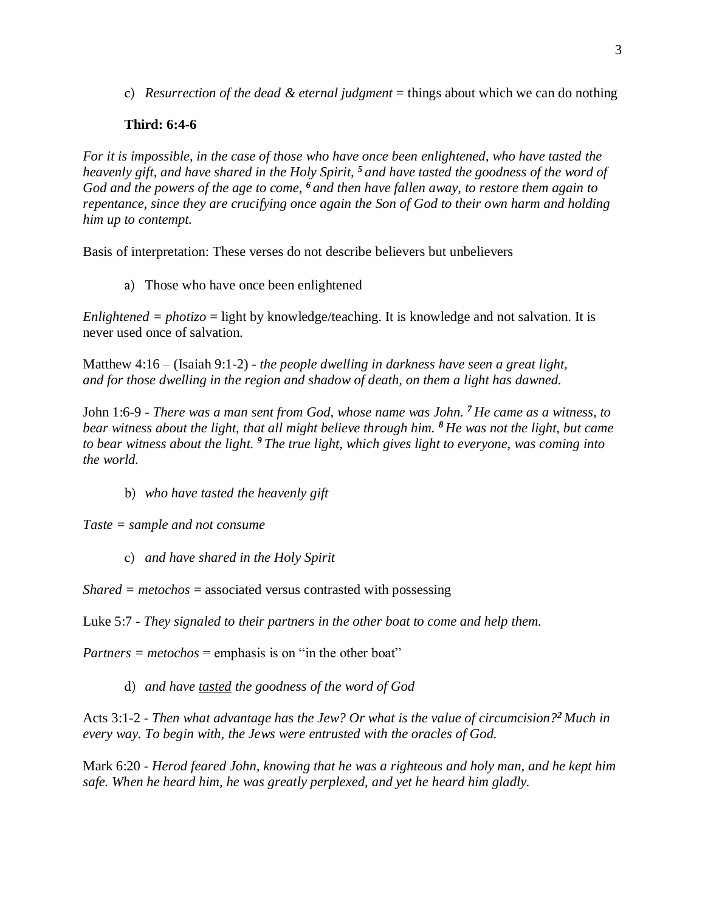c) *Resurrection of the dead & eternal judgment* = things about which we can do nothing

**Third: 6:4-6**

*For it is impossible, in the case of those who have once been enlightened, who have tasted the heavenly gift, and have shared in the Holy Spirit, [5] and have tasted the goodness of the word of God and the powers of the age to come, [6] and then have fallen away, to restore them again to repentance, since they are crucifying once again the Son of God to their own harm and holding him up to contempt.*

Basis of interpretation: These verses do not describe believers but unbelievers

a) Those who have once been enlightened

*Enlightened = photizo* = light by knowledge/teaching. It is knowledge and not salvation. It is never used once of salvation.

Matthew 4:16 – (Isaiah 9:1-2) - *the people dwelling in darkness have seen a great light, and for those dwelling in the region and shadow of death, on them a light has dawned.*

John 1:6-9 - *There was a man sent from God, whose name was John. [7] He came as a witness, to bear witness about the light, that all might believe through him. [8] He was not the light, but came to bear witness about the light. [9] The true light, which gives light to everyone, was coming into the world.*

b) *who have tasted the heavenly gift*

*Taste = sample and not consume*

c) *and have shared in the Holy Spirit*

*Shared = metochos* = associated versus contrasted with possessing

Luke 5:7 - *They signaled to their partners in the other boat to come and help them.*

*Partners = metochos* = emphasis is on "in the other boat"

d) *and have <u>tasted</u> the goodness of the word of God*

Acts 3:1-2 - *Then what advantage has the Jew? Or what is the value of circumcision?[2] Much in every way. To begin with, the Jews were entrusted with the oracles of God.*

Mark 6:20 - *Herod feared John, knowing that he was a righteous and holy man, and he kept him safe. When he heard him, he was greatly perplexed, and yet he heard him gladly.*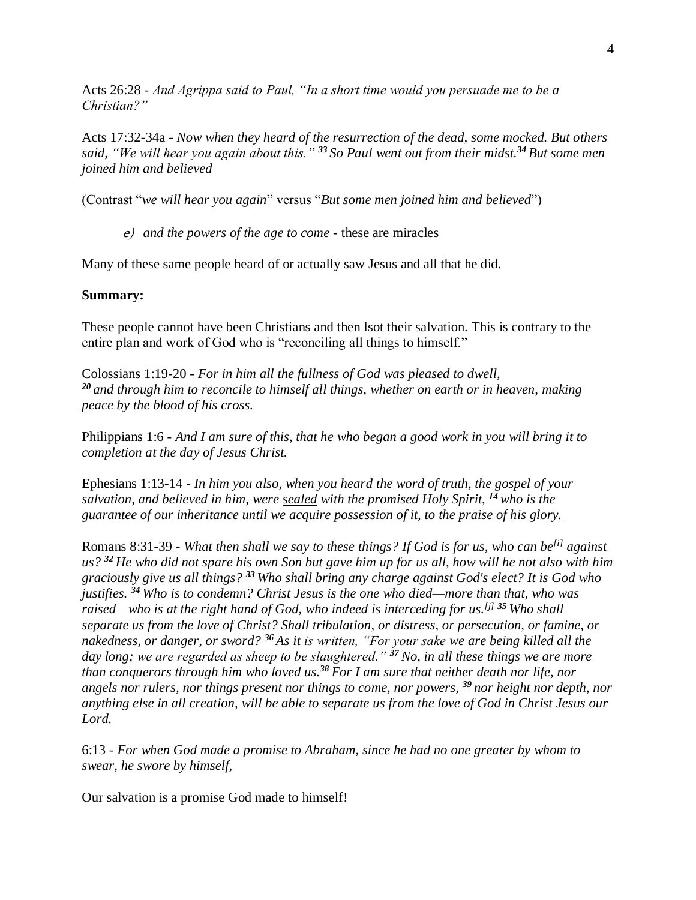Acts 26:28 - *And Agrippa said to Paul, "In a short time would you persuade me to be a Christian?"*

Acts 17:32-34a - *Now when they heard of the resurrection of the dead, some mocked. But others said, "We will hear you again about this."* ***33*** *So Paul went out from their midst.****34*** *But some men joined him and believed*

(Contrast "*we will hear you again*" versus "*But some men joined him and believed*")

e) *and the powers of the age to come* - these are miracles

Many of these same people heard of or actually saw Jesus and all that he did.

**Summary:**

These people cannot have been Christians and then lsot their salvation. This is contrary to the entire plan and work of God who is "reconciling all things to himself."

Colossians 1:19-20 - *For in him all the fullness of God was pleased to dwell,* ***20*** *and through him to reconcile to himself all things, whether on earth or in heaven, making peace by the blood of his cross.*

Philippians 1:6 - *And I am sure of this, that he who began a good work in you will bring it to completion at the day of Jesus Christ.*

Ephesians 1:13-14 - *In him you also, when you heard the word of truth, the gospel of your salvation, and believed in him, were* <u>*sealed*</u> *with the promised Holy Spirit,* ***14*** *who is the* <u>*guarantee*</u> *of our inheritance until we acquire possession of it,* <u>*to the praise of his glory.*</u>

Romans 8:31-39 - *What then shall we say to these things? If God is for us, who can be[i] against us?* ***32*** *He who did not spare his own Son but gave him up for us all, how will he not also with him graciously give us all things?* ***33*** *Who shall bring any charge against God's elect? It is God who justifies.* ***34*** *Who is to condemn? Christ Jesus is the one who died—more than that, who was raised—who is at the right hand of God, who indeed is interceding for us.[j]* ***35*** *Who shall separate us from the love of Christ? Shall tribulation, or distress, or persecution, or famine, or nakedness, or danger, or sword?* ***36*** *As it is written, "For your sake we are being killed all the day long; we are regarded as sheep to be slaughtered."* ***37*** *No, in all these things we are more than conquerors through him who loved us.****38*** *For I am sure that neither death nor life, nor angels nor rulers, nor things present nor things to come, nor powers,* ***39*** *nor height nor depth, nor anything else in all creation, will be able to separate us from the love of God in Christ Jesus our Lord.*

6:13 - *For when God made a promise to Abraham, since he had no one greater by whom to swear, he swore by himself,*

Our salvation is a promise God made to himself!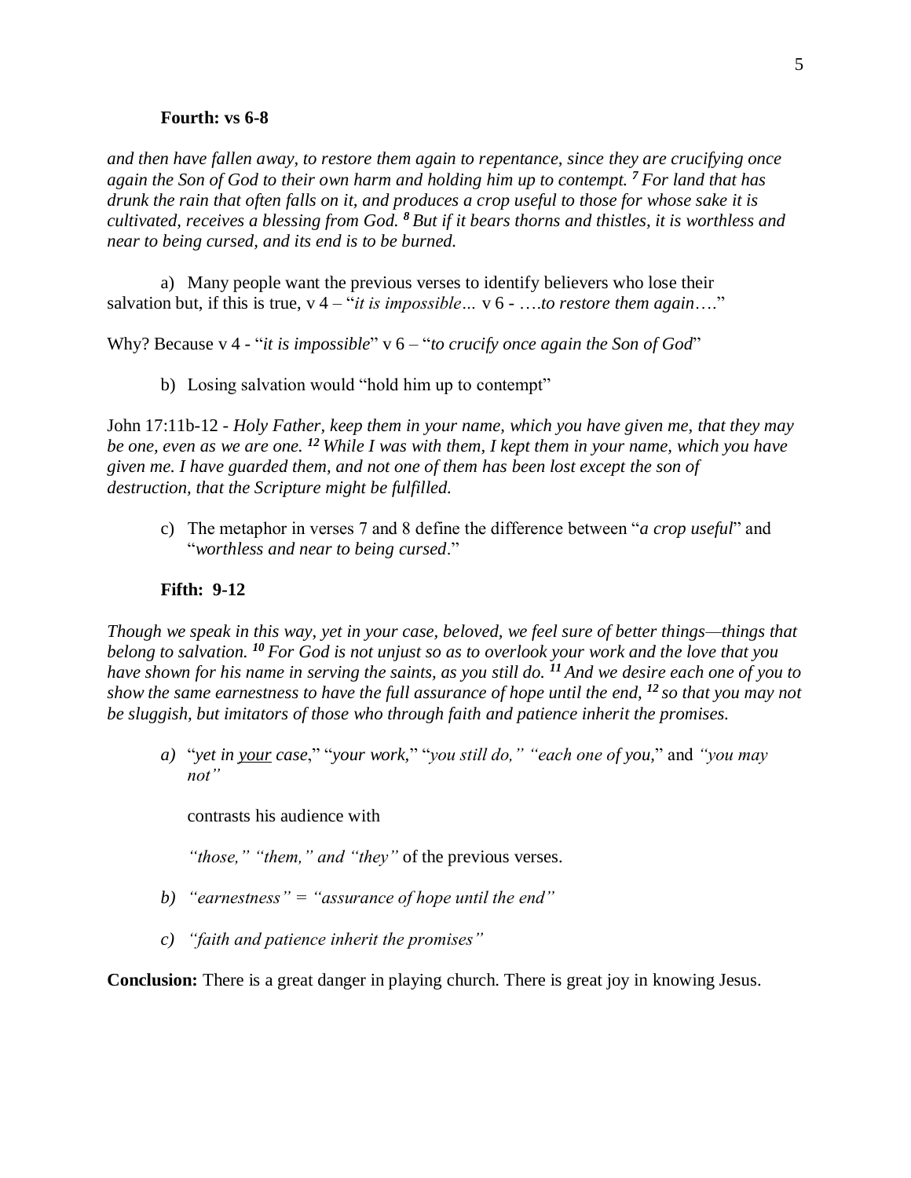**Fourth: vs 6-8**

*and then have fallen away, to restore them again to repentance, since they are crucifying once again the Son of God to their own harm and holding him up to contempt. [7] For land that has drunk the rain that often falls on it, and produces a crop useful to those for whose sake it is cultivated, receives a blessing from God. [8] But if it bears thorns and thistles, it is worthless and near to being cursed, and its end is to be burned.*

a) Many people want the previous verses to identify believers who lose their salvation but, if this is true, v 4 – "*it is impossible…* v 6 - *….to restore them again*…."

Why? Because v 4 - "*it is impossible*" v 6 – "*to crucify once again the Son of God*"

b) Losing salvation would "hold him up to contempt"

John 17:11b-12 - *Holy Father, keep them in your name, which you have given me, that they may be one, even as we are one. [12] While I was with them, I kept them in your name, which you have given me. I have guarded them, and not one of them has been lost except the son of destruction, that the Scripture might be fulfilled.*

c) The metaphor in verses 7 and 8 define the difference between "*a crop useful*" and "*worthless and near to being cursed*."

**Fifth: 9-12**

*Though we speak in this way, yet in your case, beloved, we feel sure of better things—things that belong to salvation. [10] For God is not unjust so as to overlook your work and the love that you have shown for his name in serving the saints, as you still do. [11] And we desire each one of you to show the same earnestness to have the full assurance of hope until the end, [12] so that you may not be sluggish, but imitators of those who through faith and patience inherit the promises.*

*a)* "*yet in <u>your</u> case*," "*your work*," "*you still do," "each one of you*," and *"you may not"*

contrasts his audience with

*"those," "them," and "they"* of the previous verses.

*b) "earnestness" = "assurance of hope until the end"*

*c) "faith and patience inherit the promises"*

**Conclusion:** There is a great danger in playing church. There is great joy in knowing Jesus.